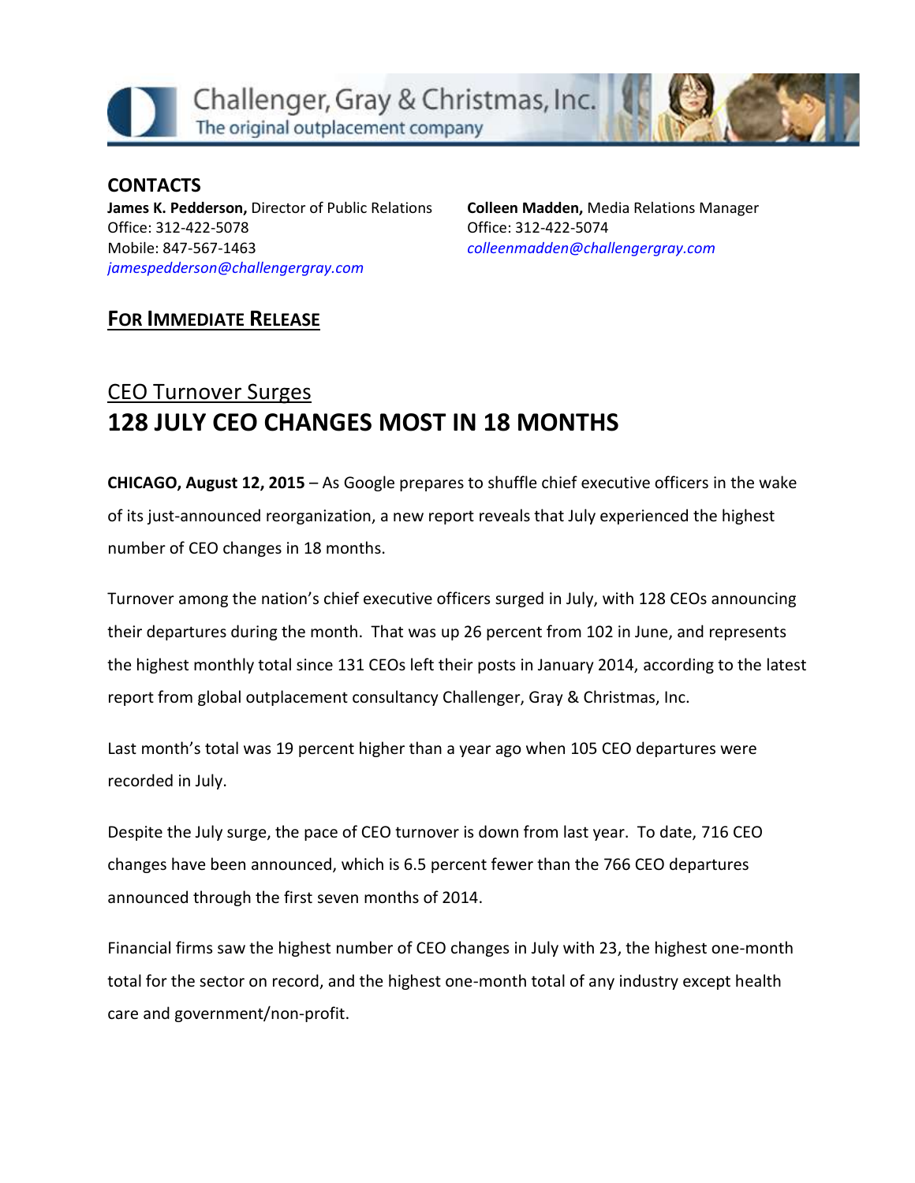Challenger, Gray & Christmas, Inc.
The original outplacement company

**CONTACTS**

**James K. Pedderson,** Director of Public Relations
Office: 312-422-5078
Mobile: 847-567-1463
*jamespedderson@challengergray.com*

**Colleen Madden,** Media Relations Manager
Office: 312-422-5074
*colleenmadden@challengergray.com*

**FOR IMMEDIATE RELEASE**

## CEO Turnover Surges
# 128 JULY CEO CHANGES MOST IN 18 MONTHS

**CHICAGO, August 12, 2015** – As Google prepares to shuffle chief executive officers in the wake of its just-announced reorganization, a new report reveals that July experienced the highest number of CEO changes in 18 months.

Turnover among the nation's chief executive officers surged in July, with 128 CEOs announcing their departures during the month. That was up 26 percent from 102 in June, and represents the highest monthly total since 131 CEOs left their posts in January 2014, according to the latest report from global outplacement consultancy Challenger, Gray & Christmas, Inc.

Last month's total was 19 percent higher than a year ago when 105 CEO departures were recorded in July.

Despite the July surge, the pace of CEO turnover is down from last year. To date, 716 CEO changes have been announced, which is 6.5 percent fewer than the 766 CEO departures announced through the first seven months of 2014.

Financial firms saw the highest number of CEO changes in July with 23, the highest one-month total for the sector on record, and the highest one-month total of any industry except health care and government/non-profit.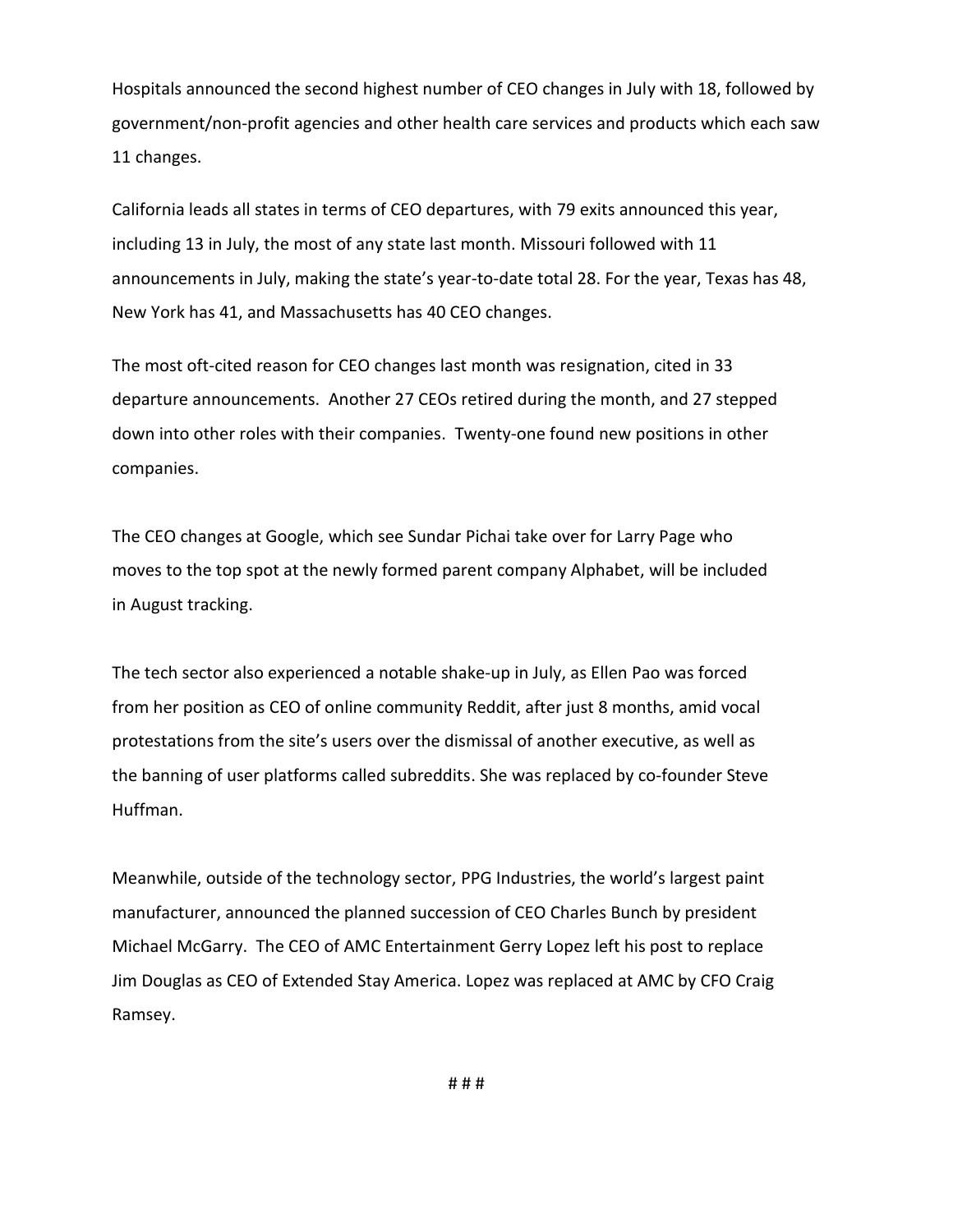Hospitals announced the second highest number of CEO changes in July with 18, followed by government/non-profit agencies and other health care services and products which each saw 11 changes.

California leads all states in terms of CEO departures, with 79 exits announced this year, including 13 in July, the most of any state last month. Missouri followed with 11 announcements in July, making the state's year-to-date total 28. For the year, Texas has 48, New York has 41, and Massachusetts has 40 CEO changes.

The most oft-cited reason for CEO changes last month was resignation, cited in 33 departure announcements. Another 27 CEOs retired during the month, and 27 stepped down into other roles with their companies. Twenty-one found new positions in other companies.

The CEO changes at Google, which see Sundar Pichai take over for Larry Page who moves to the top spot at the newly formed parent company Alphabet, will be included in August tracking.

The tech sector also experienced a notable shake-up in July, as Ellen Pao was forced from her position as CEO of online community Reddit, after just 8 months, amid vocal protestations from the site's users over the dismissal of another executive, as well as the banning of user platforms called subreddits. She was replaced by co-founder Steve Huffman.

Meanwhile, outside of the technology sector, PPG Industries, the world's largest paint manufacturer, announced the planned succession of CEO Charles Bunch by president Michael McGarry. The CEO of AMC Entertainment Gerry Lopez left his post to replace Jim Douglas as CEO of Extended Stay America. Lopez was replaced at AMC by CFO Craig Ramsey.

# # #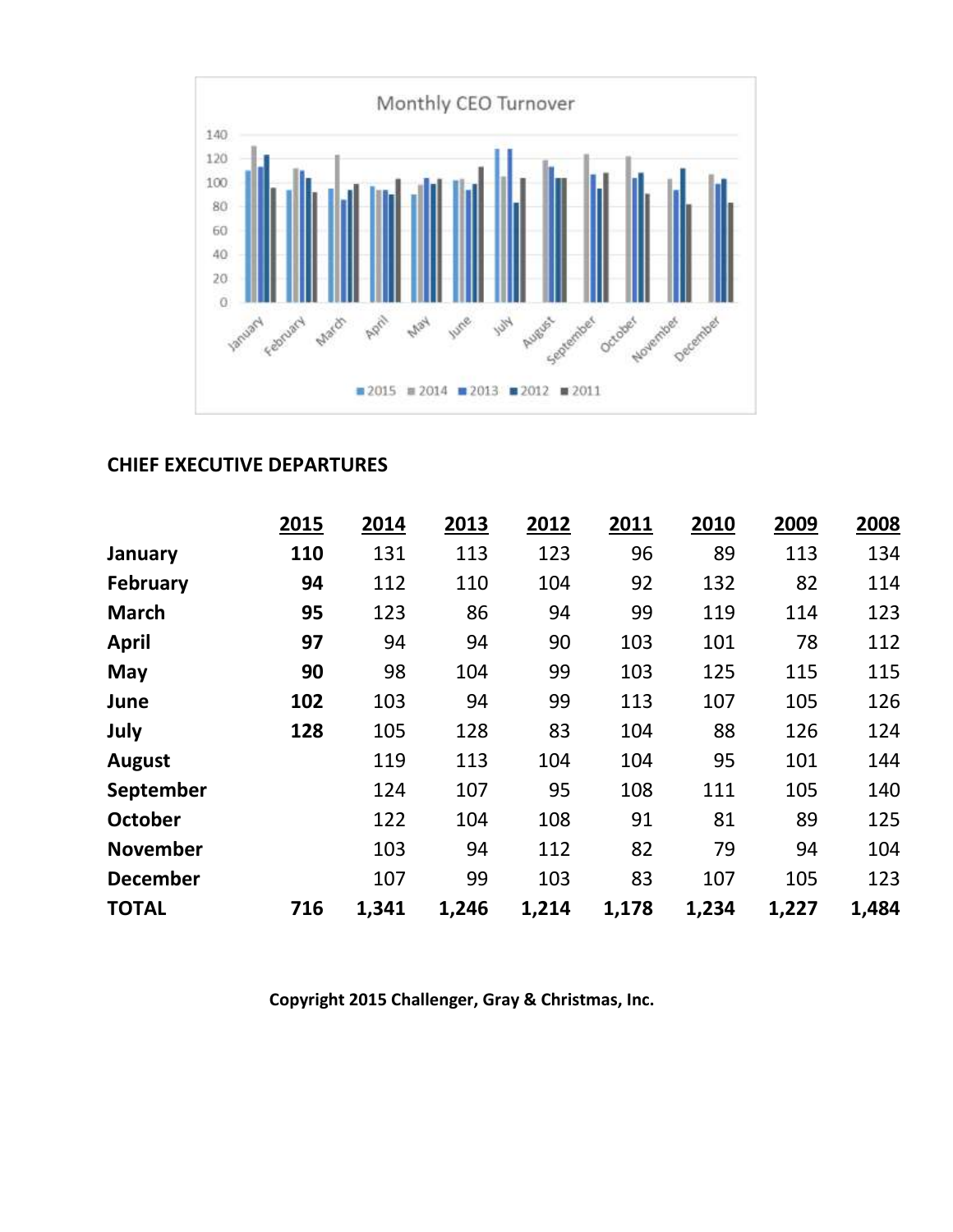## CHIEF EXECUTIVE DEPARTURES

| | 2015 | 2014 | 2013 | 2012 | 2011 | 2010 | 2009 | 2008 |
|---|---|---|---|---|---|---|---|---|
| **January** | **110** | 131 | 113 | 123 | 96 | 89 | 113 | 134 |
| **February** | **94** | 112 | 110 | 104 | 92 | 132 | 82 | 114 |
| **March** | **95** | 123 | 86 | 94 | 99 | 119 | 114 | 123 |
| **April** | **97** | 94 | 94 | 90 | 103 | 101 | 78 | 112 |
| **May** | **90** | 98 | 104 | 99 | 103 | 125 | 115 | 115 |
| **June** | **102** | 103 | 94 | 99 | 113 | 107 | 105 | 126 |
| **July** | **128** | 105 | 128 | 83 | 104 | 88 | 126 | 124 |
| **August** | | 119 | 113 | 104 | 104 | 95 | 101 | 144 |
| **September** | | 124 | 107 | 95 | 108 | 111 | 105 | 140 |
| **October** | | 122 | 104 | 108 | 91 | 81 | 89 | 125 |
| **November** | | 103 | 94 | 112 | 82 | 79 | 94 | 104 |
| **December** | | 107 | 99 | 103 | 83 | 107 | 105 | 123 |
| **TOTAL** | **716** | **1,341** | **1,246** | **1,214** | **1,178** | **1,234** | **1,227** | **1,484** |

**Copyright 2015 Challenger, Gray & Christmas, Inc.**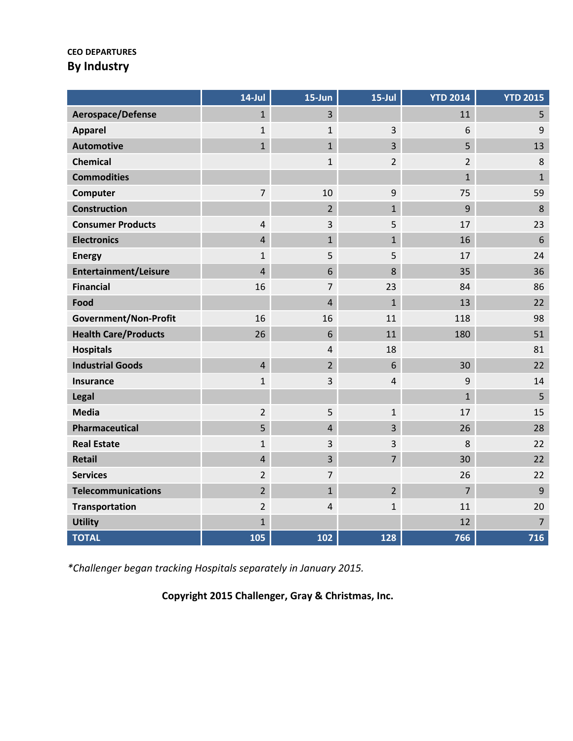CEO DEPARTURES

## By Industry

| | 14-Jul | 15-Jun | 15-Jul | YTD 2014 | YTD 2015 |
|---|---|---|---|---|---|
| Aerospace/Defense | 1 | 3 | | 11 | 5 |
| Apparel | 1 | 1 | 3 | 6 | 9 |
| Automotive | 1 | 1 | 3 | 5 | 13 |
| Chemical | | 1 | 2 | 2 | 8 |
| Commodities | | | | 1 | 1 |
| Computer | 7 | 10 | 9 | 75 | 59 |
| Construction | | 2 | 1 | 9 | 8 |
| Consumer Products | 4 | 3 | 5 | 17 | 23 |
| Electronics | 4 | 1 | 1 | 16 | 6 |
| Energy | 1 | 5 | 5 | 17 | 24 |
| Entertainment/Leisure | 4 | 6 | 8 | 35 | 36 |
| Financial | 16 | 7 | 23 | 84 | 86 |
| Food | | 4 | 1 | 13 | 22 |
| Government/Non-Profit | 16 | 16 | 11 | 118 | 98 |
| Health Care/Products | 26 | 6 | 11 | 180 | 51 |
| Hospitals | | 4 | 18 | | 81 |
| Industrial Goods | 4 | 2 | 6 | 30 | 22 |
| Insurance | 1 | 3 | 4 | 9 | 14 |
| Legal | | | | 1 | 5 |
| Media | 2 | 5 | 1 | 17 | 15 |
| Pharmaceutical | 5 | 4 | 3 | 26 | 28 |
| Real Estate | 1 | 3 | 3 | 8 | 22 |
| Retail | 4 | 3 | 7 | 30 | 22 |
| Services | 2 | 7 | | 26 | 22 |
| Telecommunications | 2 | 1 | 2 | 7 | 9 |
| Transportation | 2 | 4 | 1 | 11 | 20 |
| Utility | 1 | | | 12 | 7 |
| **TOTAL** | **105** | **102** | **128** | **766** | **716** |

*\*Challenger began tracking Hospitals separately in January 2015.*

**Copyright 2015 Challenger, Gray & Christmas, Inc.**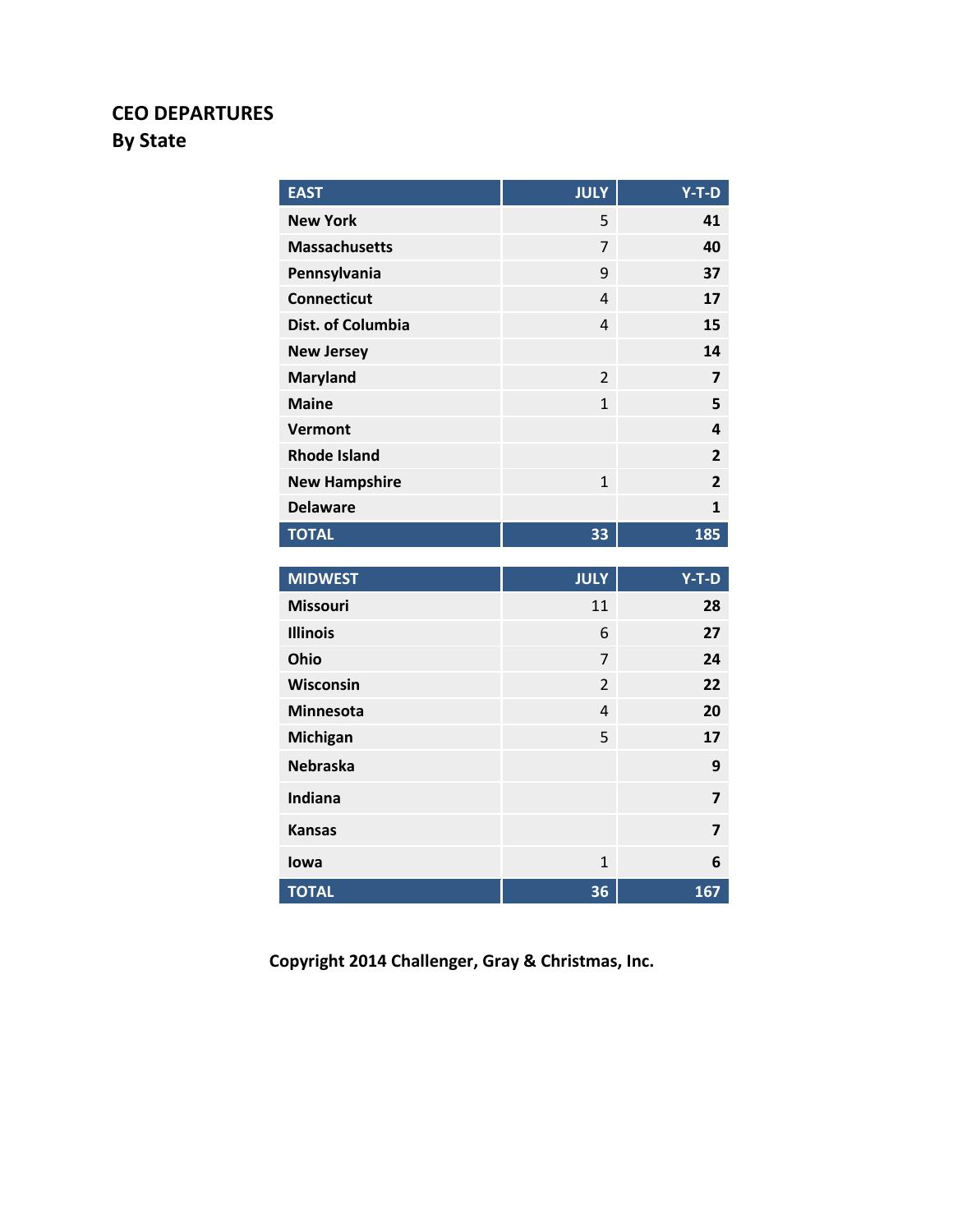# CEO DEPARTURES
## By State

| EAST | JULY | Y-T-D |
|---|---|---|
| New York | 5 | 41 |
| Massachusetts | 7 | 40 |
| Pennsylvania | 9 | 37 |
| Connecticut | 4 | 17 |
| Dist. of Columbia | 4 | 15 |
| New Jersey | | 14 |
| Maryland | 2 | 7 |
| Maine | 1 | 5 |
| Vermont | | 4 |
| Rhode Island | | 2 |
| New Hampshire | 1 | 2 |
| Delaware | | 1 |
| **TOTAL** | **33** | **185** |

| MIDWEST | JULY | Y-T-D |
|---|---|---|
| Missouri | 11 | 28 |
| Illinois | 6 | 27 |
| Ohio | 7 | 24 |
| Wisconsin | 2 | 22 |
| Minnesota | 4 | 20 |
| Michigan | 5 | 17 |
| Nebraska | | 9 |
| Indiana | | 7 |
| Kansas | | 7 |
| Iowa | 1 | 6 |
| **TOTAL** | **36** | **167** |

**Copyright 2014 Challenger, Gray & Christmas, Inc.**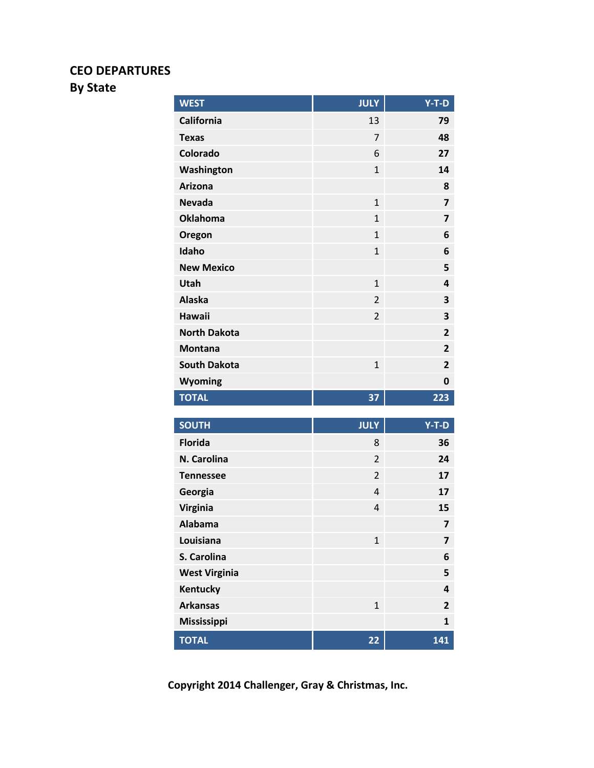**CEO DEPARTURES**
**By State**

| WEST | JULY | Y-T-D |
|---|---|---|
| California | 13 | 79 |
| Texas | 7 | 48 |
| Colorado | 6 | 27 |
| Washington | 1 | 14 |
| Arizona | | 8 |
| Nevada | 1 | 7 |
| Oklahoma | 1 | 7 |
| Oregon | 1 | 6 |
| Idaho | 1 | 6 |
| New Mexico | | 5 |
| Utah | 1 | 4 |
| Alaska | 2 | 3 |
| Hawaii | 2 | 3 |
| North Dakota | | 2 |
| Montana | | 2 |
| South Dakota | 1 | 2 |
| Wyoming | | 0 |
| TOTAL | 37 | 223 |

| SOUTH | JULY | Y-T-D |
|---|---|---|
| Florida | 8 | 36 |
| N. Carolina | 2 | 24 |
| Tennessee | 2 | 17 |
| Georgia | 4 | 17 |
| Virginia | 4 | 15 |
| Alabama | | 7 |
| Louisiana | 1 | 7 |
| S. Carolina | | 6 |
| West Virginia | | 5 |
| Kentucky | | 4 |
| Arkansas | 1 | 2 |
| Mississippi | | 1 |
| TOTAL | 22 | 141 |

**Copyright 2014 Challenger, Gray & Christmas, Inc.**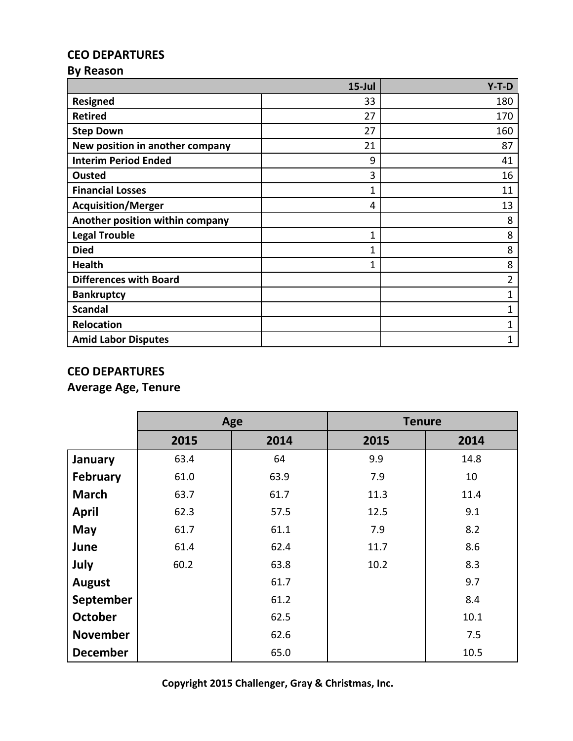## CEO DEPARTURES
### By Reason

| | 15-Jul | Y-T-D |
|---|---|---|
| **Resigned** | 33 | 180 |
| **Retired** | 27 | 170 |
| **Step Down** | 27 | 160 |
| **New position in another company** | 21 | 87 |
| **Interim Period Ended** | 9 | 41 |
| **Ousted** | 3 | 16 |
| **Financial Losses** | 1 | 11 |
| **Acquisition/Merger** | 4 | 13 |
| **Another position within company** | | 8 |
| **Legal Trouble** | 1 | 8 |
| **Died** | 1 | 8 |
| **Health** | 1 | 8 |
| **Differences with Board** | | 2 |
| **Bankruptcy** | | 1 |
| **Scandal** | | 1 |
| **Relocation** | | 1 |
| **Amid Labor Disputes** | | 1 |

## CEO DEPARTURES
### Average Age, Tenure

| | Age | | Tenure | |
|---|---|---|---|---|
| | **2015** | **2014** | **2015** | **2014** |
| **January** | 63.4 | 64 | 9.9 | 14.8 |
| **February** | 61.0 | 63.9 | 7.9 | 10 |
| **March** | 63.7 | 61.7 | 11.3 | 11.4 |
| **April** | 62.3 | 57.5 | 12.5 | 9.1 |
| **May** | 61.7 | 61.1 | 7.9 | 8.2 |
| **June** | 61.4 | 62.4 | 11.7 | 8.6 |
| **July** | 60.2 | 63.8 | 10.2 | 8.3 |
| **August** | | 61.7 | | 9.7 |
| **September** | | 61.2 | | 8.4 |
| **October** | | 62.5 | | 10.1 |
| **November** | | 62.6 | | 7.5 |
| **December** | | 65.0 | | 10.5 |

**Copyright 2015 Challenger, Gray & Christmas, Inc.**